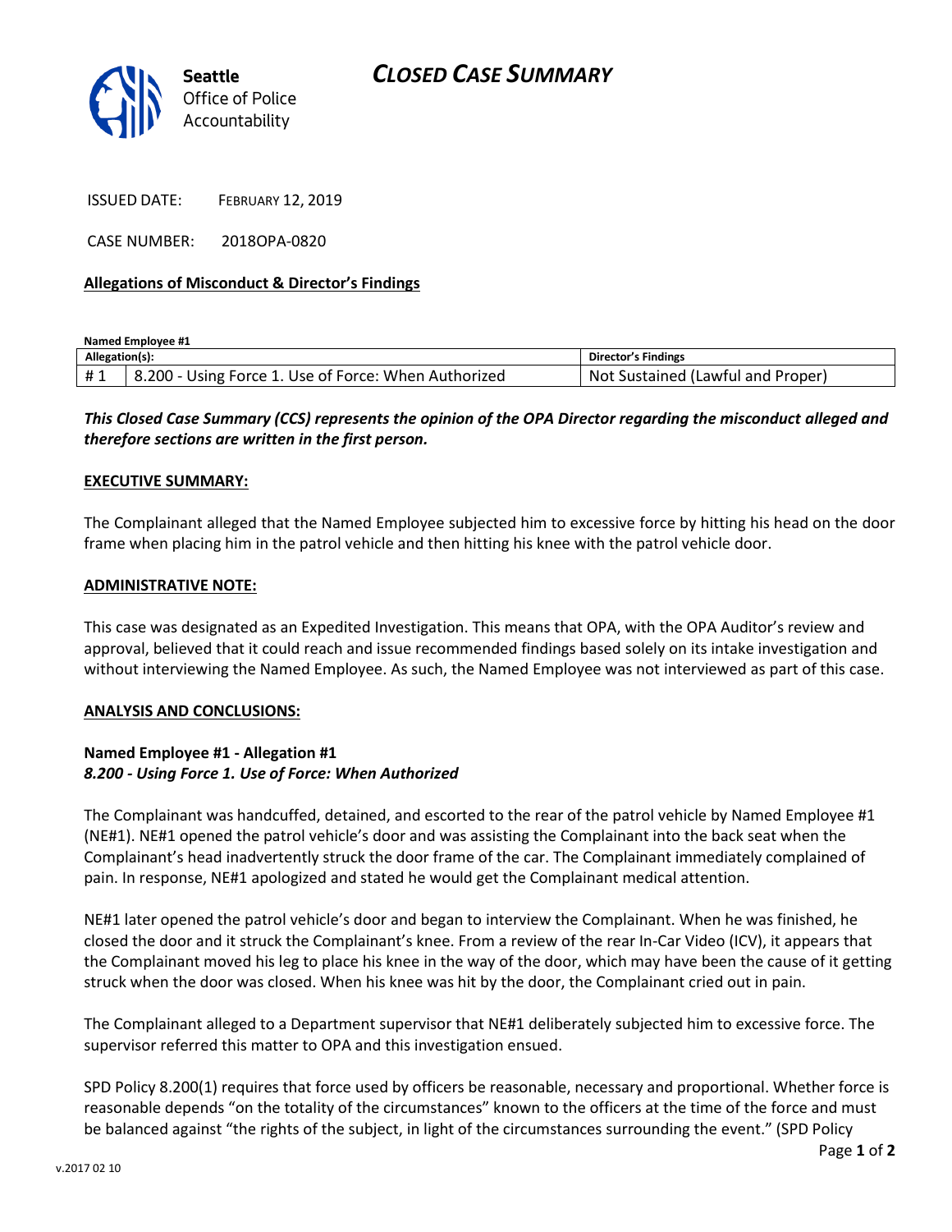**Seattle** Office of Police Accountability

# CLOSED CASE SUMMARY

ISSUED DATE: FEBRUARY 12, 2019

CASE NUMBER: 2018OPA-0820

**Allegations of Misconduct & Director's Findings**

**Named Employee #1**

| Allegation(s): | | Director's Findings |
|---|---|---|
| # 1 | 8.200 - Using Force 1. Use of Force: When Authorized | Not Sustained (Lawful and Proper) |

***This Closed Case Summary (CCS) represents the opinion of the OPA Director regarding the misconduct alleged and therefore sections are written in the first person.***

**EXECUTIVE SUMMARY:**

The Complainant alleged that the Named Employee subjected him to excessive force by hitting his head on the door frame when placing him in the patrol vehicle and then hitting his knee with the patrol vehicle door.

**ADMINISTRATIVE NOTE:**

This case was designated as an Expedited Investigation. This means that OPA, with the OPA Auditor's review and approval, believed that it could reach and issue recommended findings based solely on its intake investigation and without interviewing the Named Employee. As such, the Named Employee was not interviewed as part of this case.

**ANALYSIS AND CONCLUSIONS:**

**Named Employee #1 - Allegation #1**
***8.200 - Using Force 1. Use of Force: When Authorized***

The Complainant was handcuffed, detained, and escorted to the rear of the patrol vehicle by Named Employee #1 (NE#1). NE#1 opened the patrol vehicle's door and was assisting the Complainant into the back seat when the Complainant's head inadvertently struck the door frame of the car. The Complainant immediately complained of pain. In response, NE#1 apologized and stated he would get the Complainant medical attention.

NE#1 later opened the patrol vehicle's door and began to interview the Complainant. When he was finished, he closed the door and it struck the Complainant's knee. From a review of the rear In-Car Video (ICV), it appears that the Complainant moved his leg to place his knee in the way of the door, which may have been the cause of it getting struck when the door was closed. When his knee was hit by the door, the Complainant cried out in pain.

The Complainant alleged to a Department supervisor that NE#1 deliberately subjected him to excessive force. The supervisor referred this matter to OPA and this investigation ensued.

SPD Policy 8.200(1) requires that force used by officers be reasonable, necessary and proportional. Whether force is reasonable depends "on the totality of the circumstances" known to the officers at the time of the force and must be balanced against "the rights of the subject, in light of the circumstances surrounding the event." (SPD Policy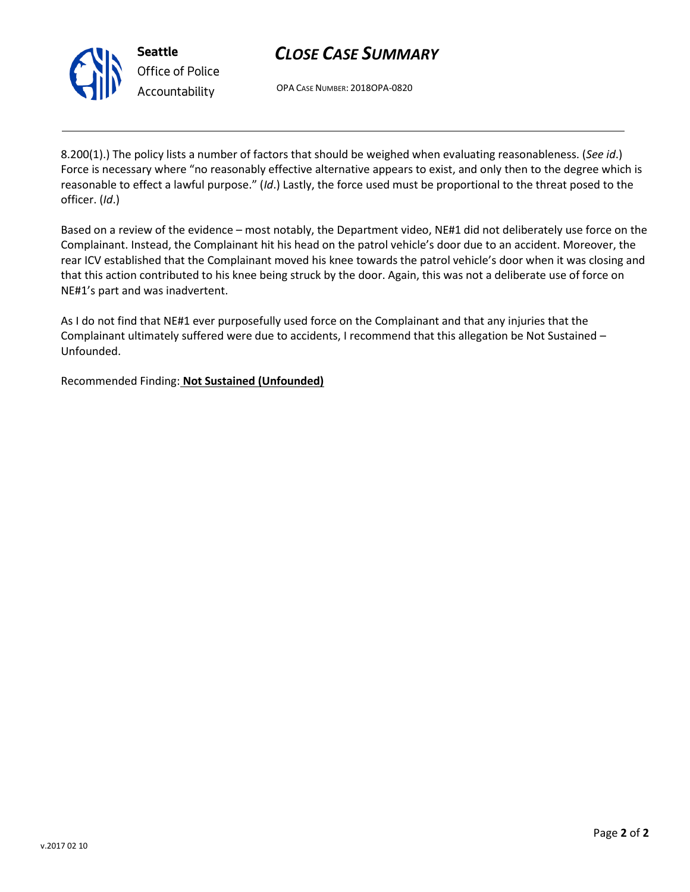8.200(1).) The policy lists a number of factors that should be weighed when evaluating reasonableness. (*See id*.) Force is necessary where "no reasonably effective alternative appears to exist, and only then to the degree which is reasonable to effect a lawful purpose." (*Id*.) Lastly, the force used must be proportional to the threat posed to the officer. (*Id*.)

Based on a review of the evidence – most notably, the Department video, NE#1 did not deliberately use force on the Complainant. Instead, the Complainant hit his head on the patrol vehicle's door due to an accident. Moreover, the rear ICV established that the Complainant moved his knee towards the patrol vehicle's door when it was closing and that this action contributed to his knee being struck by the door. Again, this was not a deliberate use of force on NE#1's part and was inadvertent.

As I do not find that NE#1 ever purposefully used force on the Complainant and that any injuries that the Complainant ultimately suffered were due to accidents, I recommend that this allegation be Not Sustained – Unfounded.

Recommended Finding: **Not Sustained (Unfounded)**